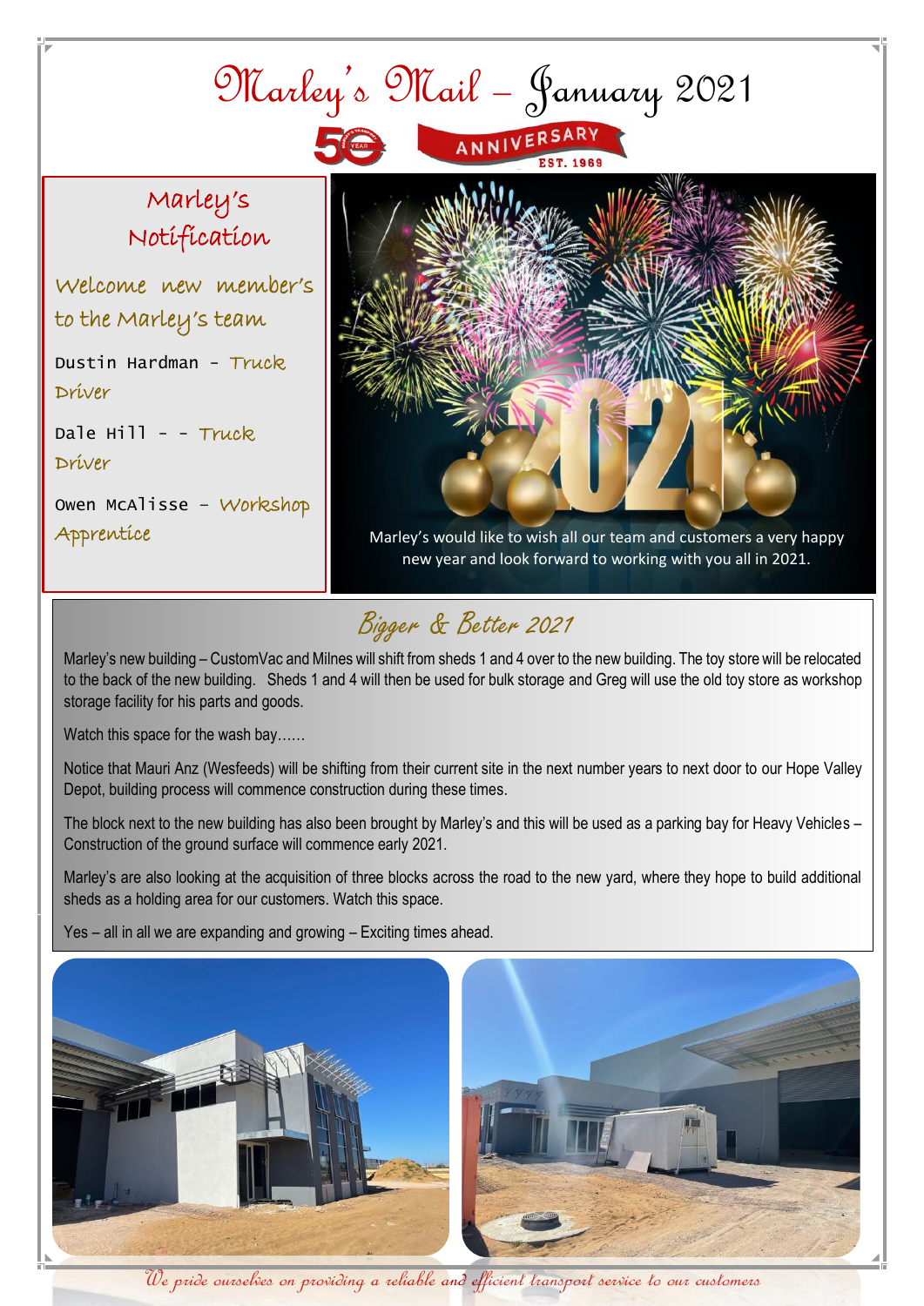# Marley's Mail – January 2021

ANNIVERSARY
EST. 1969

## Marley's Notification

### Welcome new member's to the Marley's team

Dustin Hardman - Truck Driver

Dale Hill - - Truck Driver

Owen McAlisse – Workshop Apprentice

Marley's would like to wish all our team and customers a very happy new year and look forward to working with you all in 2021.

## Bigger & Better 2021

Marley's new building – CustomVac and Milnes will shift from sheds 1 and 4 over to the new building. The toy store will be relocated to the back of the new building. Sheds 1 and 4 will then be used for bulk storage and Greg will use the old toy store as workshop storage facility for his parts and goods.

Watch this space for the wash bay……

Notice that Mauri Anz (Wesfeeds) will be shifting from their current site in the next number years to next door to our Hope Valley Depot, building process will commence construction during these times.

The block next to the new building has also been brought by Marley's and this will be used as a parking bay for Heavy Vehicles – Construction of the ground surface will commence early 2021.

Marley's are also looking at the acquisition of three blocks across the road to the new yard, where they hope to build additional sheds as a holding area for our customers. Watch this space.

Yes – all in all we are expanding and growing – Exciting times ahead.

*We pride ourselves on providing a reliable and efficient transport service to our customers*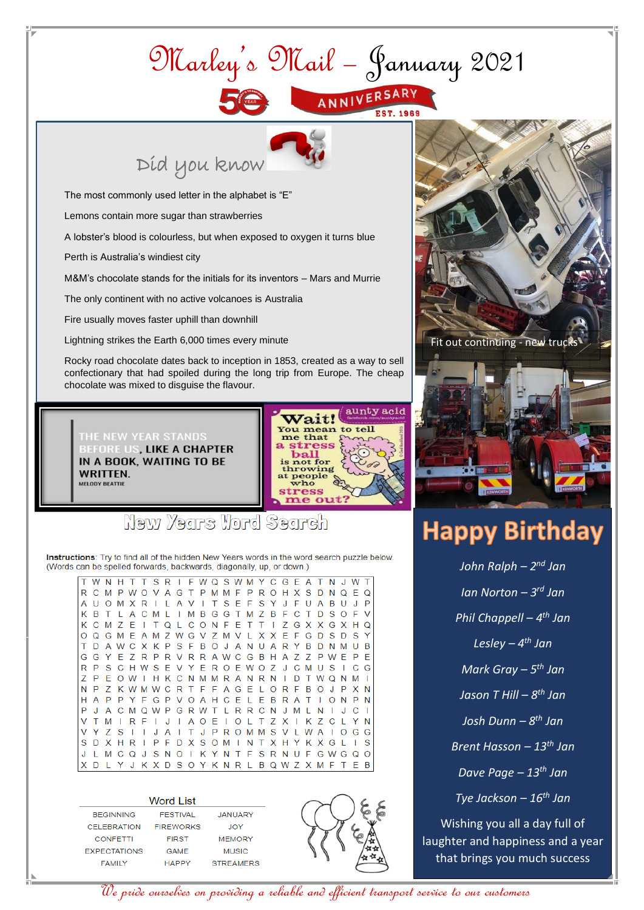# Marley's Mail – January 2021

50 YEAR ANNIVERSARY EST. 1969

## Did you know

The most commonly used letter in the alphabet is "E"

Lemons contain more sugar than strawberries

A lobster's blood is colourless, but when exposed to oxygen it turns blue

Perth is Australia's windiest city

M&M's chocolate stands for the initials for its inventors – Mars and Murrie

The only continent with no active volcanoes is Australia

Fire usually moves faster uphill than downhill

Lightning strikes the Earth 6,000 times every minute

Rocky road chocolate dates back to inception in 1853, created as a way to sell confectionary that had spoiled during the long trip from Europe. The cheap chocolate was mixed to disguise the flavour.

Fit out continuing - new trucks

THE NEW YEAR STANDS BEFORE US, LIKE A CHAPTER IN A BOOK, WAITING TO BE WRITTEN.

MELODY BEATTIE

Wait! You mean to tell me that a stress ball is not for throwing at people who stress me out?

## New Years Word Search

**Instructions**: Try to find all of the hidden New Years words in the word search puzzle below. (Words can be spelled forwards, backwards, diagonally, up, or down.)

```
T W N H T T S R I F W Q S W M Y C G E A T N J W T
R C M P W O V A G T P M M F P R O H X S D N Q E Q
A U O M X R I L A V I T S E F S Y J F U A B U J P
K B T L A C M L I M B G G T M Z B F C T D S O F V
K C M Z E I T Q L C O N F E T T I Z G X X G X H Q
O Q G M E A M Z W G V Z M V L X X E F G D S D S Y
T D A W C X K P S F B O J A N U A R Y B D N M U B
G G Y E Z R P R V R R A W C G B H A Z Z P W E P E
R P S C H W S E V Y E R O E W O Z J C M U S I C G
Z P E O W I H K C N M M R A N R N I D T W Q N M I
N P Z K W M W C R T F F A G E L O R F B O J P X N
H A P P Y F G P V O A H C E L E B R A T I O N P N
P J A C M Q W P G R W T L R R C N J M L N I J C I
V T M I R F I J I A O E I O L T Z X I K Z C L Y N
V Y Z S I I J A I T J P R O M M S V L W A I O G G
S D X H R I P F D X S O M I N T X H Y K X G L I S
J L M C Q J S N O I K Y N T F S R N U F G W G Q O
X D L Y J K X D S O Y K N R L B Q W Z X M F T E B
```

**Word List**

| | | |
|---|---|---|
| BEGINNING | FESTIVAL | JANUARY |
| CELEBRATION | FIREWORKS | JOY |
| CONFETTI | FIRST | MEMORY |
| EXPECTATIONS | GAME | MUSIC |
| FAMILY | HAPPY | STREAMERS |

## Happy Birthday

*John Ralph – 2nd Jan*

*Ian Norton – 3rd Jan*

*Phil Chappell – 4th Jan*

*Lesley – 4th Jan*

*Mark Gray – 5th Jan*

*Jason T Hill – 8th Jan*

*Josh Dunn – 8th Jan*

*Brent Hasson – 13th Jan*

*Dave Page – 13th Jan*

*Tye Jackson – 16th Jan*

Wishing you all a day full of laughter and happiness and a year that brings you much success

*We pride ourselves on providing a reliable and efficient transport service to our customers*